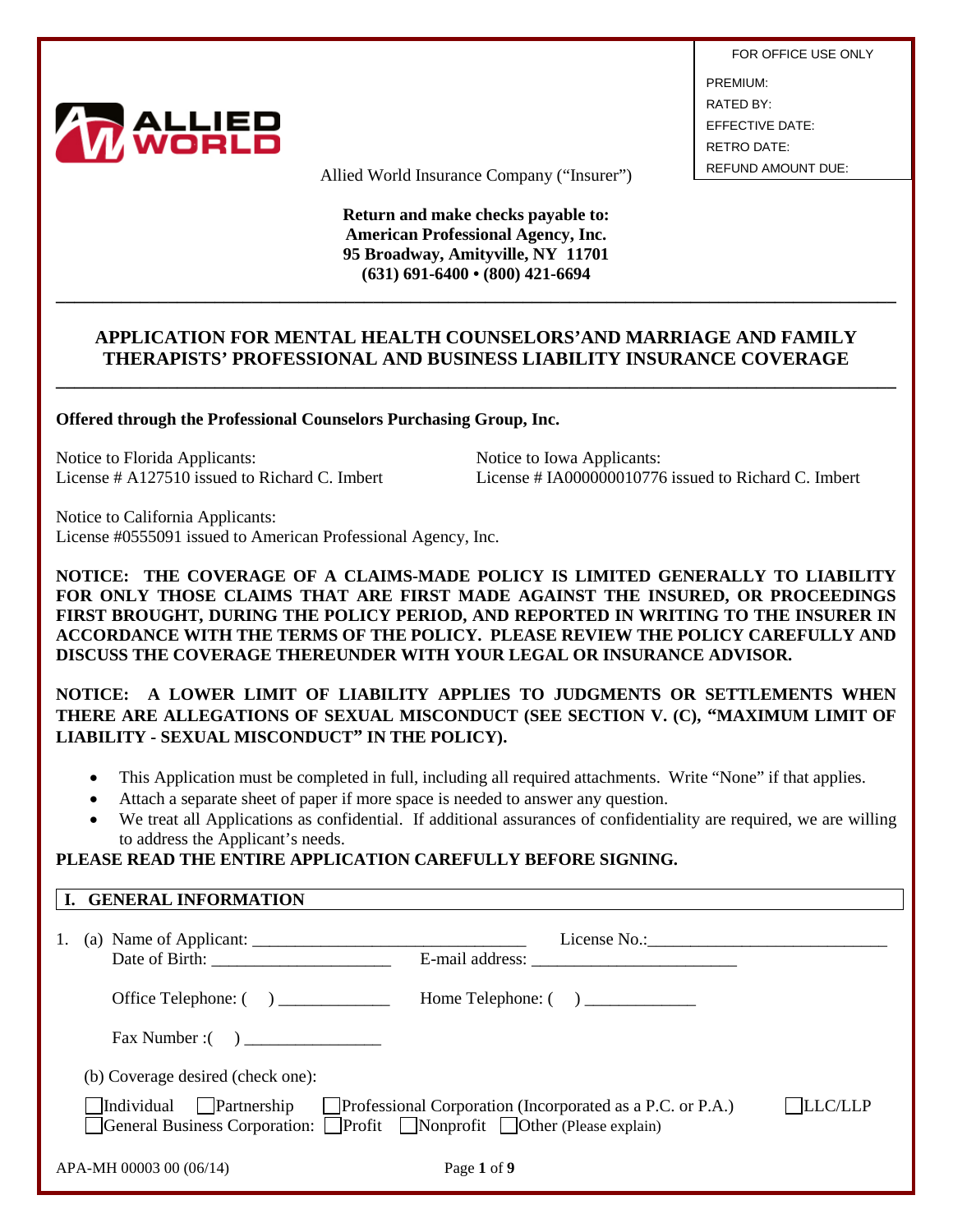| FOR OFFICE USE ONLY |
| --- |
| PREMIUM: |
| RATED BY: |
| EFFECTIVE DATE: |
| RETRO DATE: |
| REFUND AMOUNT DUE: |

ALLIED WORLD

Allied World Insurance Company ("Insurer")

**Return and make checks payable to:**
**American Professional Agency, Inc.**
**95 Broadway, Amityville, NY 11701**
**(631) 691-6400 • (800) 421-6694**

# APPLICATION FOR MENTAL HEALTH COUNSELORS' AND MARRIAGE AND FAMILY THERAPISTS' PROFESSIONAL AND BUSINESS LIABILITY INSURANCE COVERAGE

**Offered through the Professional Counselors Purchasing Group, Inc.**

Notice to Florida Applicants:
License # A127510 issued to Richard C. Imbert

Notice to Iowa Applicants:
License # IA000000010776 issued to Richard C. Imbert

Notice to California Applicants:
License #0555091 issued to American Professional Agency, Inc.

**NOTICE: THE COVERAGE OF A CLAIMS-MADE POLICY IS LIMITED GENERALLY TO LIABILITY FOR ONLY THOSE CLAIMS THAT ARE FIRST MADE AGAINST THE INSURED, OR PROCEEDINGS FIRST BROUGHT, DURING THE POLICY PERIOD, AND REPORTED IN WRITING TO THE INSURER IN ACCORDANCE WITH THE TERMS OF THE POLICY. PLEASE REVIEW THE POLICY CAREFULLY AND DISCUSS THE COVERAGE THEREUNDER WITH YOUR LEGAL OR INSURANCE ADVISOR.**

**NOTICE: A LOWER LIMIT OF LIABILITY APPLIES TO JUDGMENTS OR SETTLEMENTS WHEN THERE ARE ALLEGATIONS OF SEXUAL MISCONDUCT (SEE SECTION V. (C), "MAXIMUM LIMIT OF LIABILITY - SEXUAL MISCONDUCT" IN THE POLICY).**

- This Application must be completed in full, including all required attachments. Write "None" if that applies.
- Attach a separate sheet of paper if more space is needed to answer any question.
- We treat all Applications as confidential. If additional assurances of confidentiality are required, we are willing to address the Applicant's needs.

**PLEASE READ THE ENTIRE APPLICATION CAREFULLY BEFORE SIGNING.**

## I. GENERAL INFORMATION

1. (a) Name of Applicant: ________________________________ License No.:____________________________
   Date of Birth: _____________________ E-mail address: ________________________

   Office Telephone: (    ) _____________ Home Telephone: (    ) _____________

   Fax Number :(    ) ________________

   (b) Coverage desired (check one):

   ☐ Individual ☐ Partnership ☐ Professional Corporation (Incorporated as a P.C. or P.A.) ☐ LLC/LLP
   ☐ General Business Corporation: ☐ Profit ☐ Nonprofit ☐ Other (Please explain)

APA-MH 00003 00 (06/14)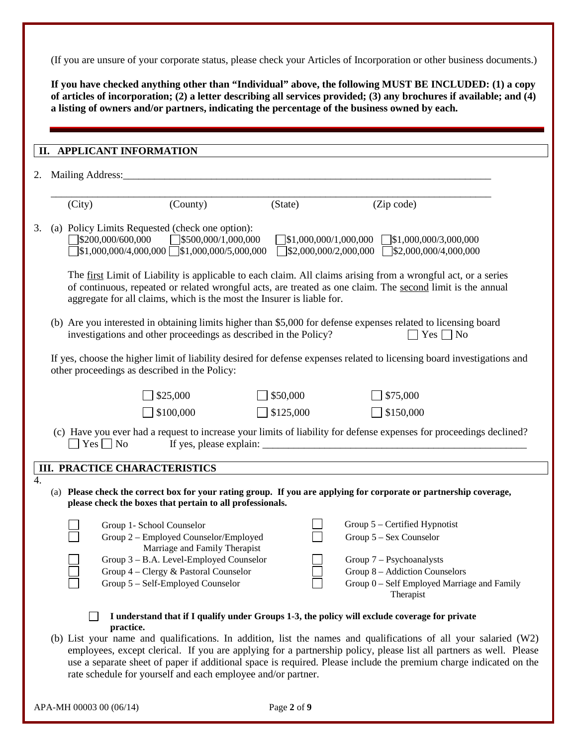(If you are unsure of your corporate status, please check your Articles of Incorporation or other business documents.)

**If you have checked anything other than "Individual" above, the following MUST BE INCLUDED: (1) a copy of articles of incorporation; (2) a letter describing all services provided; (3) any brochures if available; and (4) a listing of owners and/or partners, indicating the percentage of the business owned by each.**

## II. APPLICANT INFORMATION

2. Mailing Address:_______________________________________________

_______________________________________________________________

(City) (County) (State) (Zip code)

3. (a) Policy Limits Requested (check one option):

☐ $200,000/600,000 ☐ $500,000/1,000,000 ☐ $1,000,000/1,000,000 ☐ $1,000,000/3,000,000
☐ $1,000,000/4,000,000 ☐ $1,000,000/5,000,000 ☐ $2,000,000/2,000,000 ☐ $2,000,000/4,000,000

The first Limit of Liability is applicable to each claim. All claims arising from a wrongful act, or a series of continuous, repeated or related wrongful acts, are treated as one claim. The second limit is the annual aggregate for all claims, which is the most the Insurer is liable for.

(b) Are you interested in obtaining limits higher than $5,000 for defense expenses related to licensing board investigations and other proceedings as described in the Policy? ☐ Yes ☐ No

If yes, choose the higher limit of liability desired for defense expenses related to licensing board investigations and other proceedings as described in the Policy:

☐ $25,000 ☐ $50,000 ☐ $75,000
☐ $100,000 ☐ $125,000 ☐ $150,000

(c) Have you ever had a request to increase your limits of liability for defense expenses for proceedings declined? ☐ Yes ☐ No If yes, please explain: _______________________________

## III. PRACTICE CHARACTERISTICS

4.

(a) **Please check the correct box for your rating group. If you are applying for corporate or partnership coverage, please check the boxes that pertain to all professionals.**

☐ Group 1- School Counselor
☐ Group 2 – Employed Counselor/Employed Marriage and Family Therapist
☐ Group 3 – B.A. Level-Employed Counselor
☐ Group 4 – Clergy & Pastoral Counselor
☐ Group 5 – Self-Employed Counselor
☐ Group 5 – Certified Hypnotist
☐ Group 5 – Sex Counselor
☐ Group 7 – Psychoanalysts
☐ Group 8 – Addiction Counselors
☐ Group 0 – Self Employed Marriage and Family Therapist

☐ **I understand that if I qualify under Groups 1-3, the policy will exclude coverage for private practice.**

(b) List your name and qualifications. In addition, list the names and qualifications of all your salaried (W2) employees, except clerical. If you are applying for a partnership policy, please list all partners as well. Please use a separate sheet of paper if additional space is required. Please include the premium charge indicated on the rate schedule for yourself and each employee and/or partner.

APA-MH 00003 00 (06/14)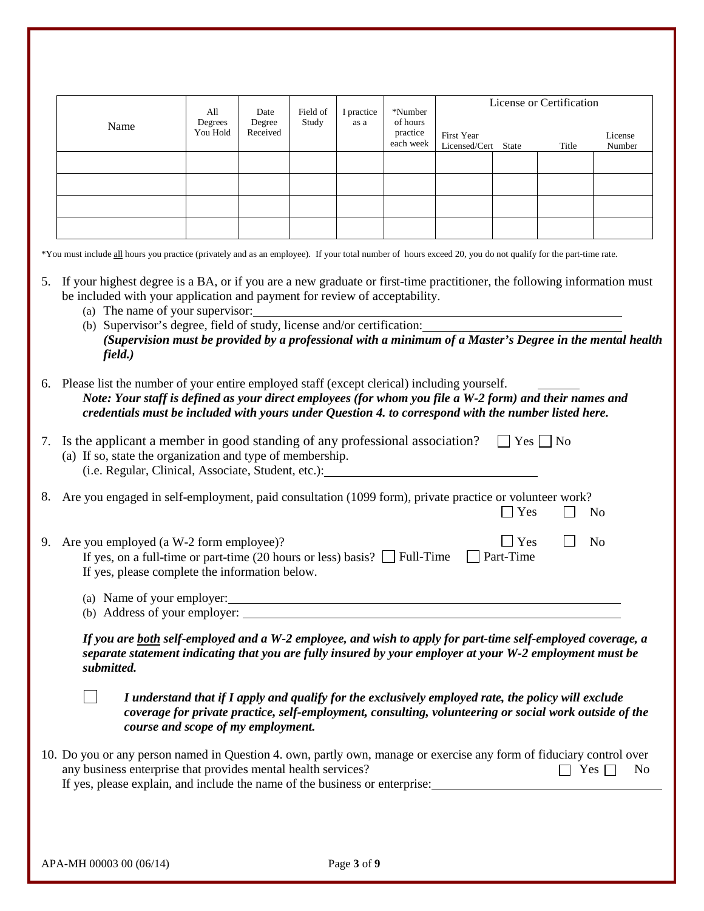| Name | All Degrees You Hold | Date Degree Received | Field of Study | I practice as a | *Number of hours practice each week | License or Certification | | | |
|---|---|---|---|---|---|---|---|---|---|
| | | | | | | First Year Licensed/Cert | State | Title | License Number |
| | | | | | | | | | |
| | | | | | | | | | |
| | | | | | | | | | |
| | | | | | | | | | |

*You must include all hours you practice (privately and as an employee). If your total number of hours exceed 20, you do not qualify for the part-time rate.

5. If your highest degree is a BA, or if you are a new graduate or first-time practitioner, the following information must be included with your application and payment for review of acceptability.
   (a) The name of your supervisor: ______________________________
   (b) Supervisor's degree, field of study, license and/or certification: ______________________________
   ***(Supervision must be provided by a professional with a minimum of a Master's Degree in the mental health field.)***

6. Please list the number of your entire employed staff (except clerical) including yourself. ______
   ***Note: Your staff is defined as your direct employees (for whom you file a W-2 form) and their names and credentials must be included with yours under Question 4. to correspond with the number listed here.***

7. Is the applicant a member in good standing of any professional association? ☐ Yes ☐ No
   (a) If so, state the organization and type of membership.
   (i.e. Regular, Clinical, Associate, Student, etc.): ______________________________

8. Are you engaged in self-employment, paid consultation (1099 form), private practice or volunteer work?
   ☐ Yes ☐ No

9. Are you employed (a W-2 form employee)? ☐ Yes ☐ No
   If yes, on a full-time or part-time (20 hours or less) basis? ☐ Full-Time ☐ Part-Time
   If yes, please complete the information below.

   (a) Name of your employer: ______________________________
   (b) Address of your employer: ______________________________

   ***If you are both self-employed and a W-2 employee, and wish to apply for part-time self-employed coverage, a separate statement indicating that you are fully insured by your employer at your W-2 employment must be submitted.***

   ☐ ***I understand that if I apply and qualify for the exclusively employed rate, the policy will exclude coverage for private practice, self-employment, consulting, volunteering or social work outside of the course and scope of my employment.***

10. Do you or any person named in Question 4. own, partly own, manage or exercise any form of fiduciary control over any business enterprise that provides mental health services? ☐ Yes ☐ No
    If yes, please explain, and include the name of the business or enterprise: ______________________________

APA-MH 00003 00 (06/14)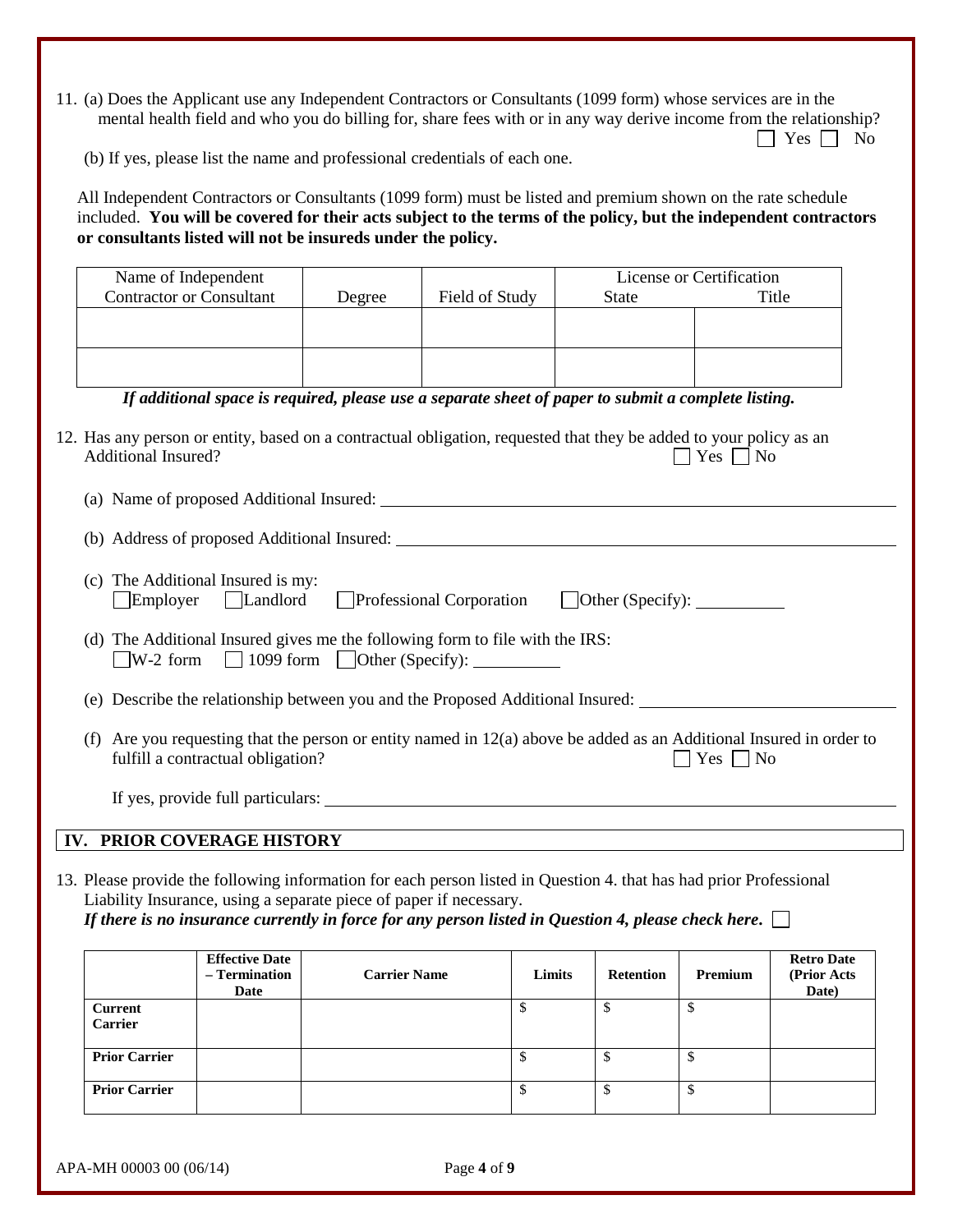11. (a) Does the Applicant use any Independent Contractors or Consultants (1099 form) whose services are in the mental health field and who you do billing for, share fees with or in any way derive income from the relationship? ☐ Yes ☐ No

    (b) If yes, please list the name and professional credentials of each one.

All Independent Contractors or Consultants (1099 form) must be listed and premium shown on the rate schedule included. **You will be covered for their acts subject to the terms of the policy, but the independent contractors or consultants listed will not be insureds under the policy.**

| Name of Independent Contractor or Consultant | Degree | Field of Study | License or Certification | |
|---|---|---|---|---|
| | | | State | Title |
| | | | | |
| | | | | |

***If additional space is required, please use a separate sheet of paper to submit a complete listing.***

12. Has any person or entity, based on a contractual obligation, requested that they be added to your policy as an Additional Insured? ☐ Yes ☐ No

    (a) Name of proposed Additional Insured: ______________________________

    (b) Address of proposed Additional Insured: ______________________________

    (c) The Additional Insured is my:
    ☐ Employer ☐ Landlord ☐ Professional Corporation ☐ Other (Specify): __________

    (d) The Additional Insured gives me the following form to file with the IRS:
    ☐ W-2 form ☐ 1099 form ☐ Other (Specify): __________

    (e) Describe the relationship between you and the Proposed Additional Insured: ______________________________

    (f) Are you requesting that the person or entity named in 12(a) above be added as an Additional Insured in order to fulfill a contractual obligation? ☐ Yes ☐ No

    If yes, provide full particulars: ______________________________

## IV. PRIOR COVERAGE HISTORY

13. Please provide the following information for each person listed in Question 4. that has had prior Professional Liability Insurance, using a separate piece of paper if necessary.
    ***If there is no insurance currently in force for any person listed in Question 4, please check here.*** ☐

| | Effective Date – Termination Date | Carrier Name | Limits | Retention | Premium | Retro Date (Prior Acts Date) |
|---|---|---|---|---|---|---|
| **Current Carrier** | | | $ | $ | $ | |
| **Prior Carrier** | | | $ | $ | $ | |
| **Prior Carrier** | | | $ | $ | $ | |

APA-MH 00003 00 (06/14)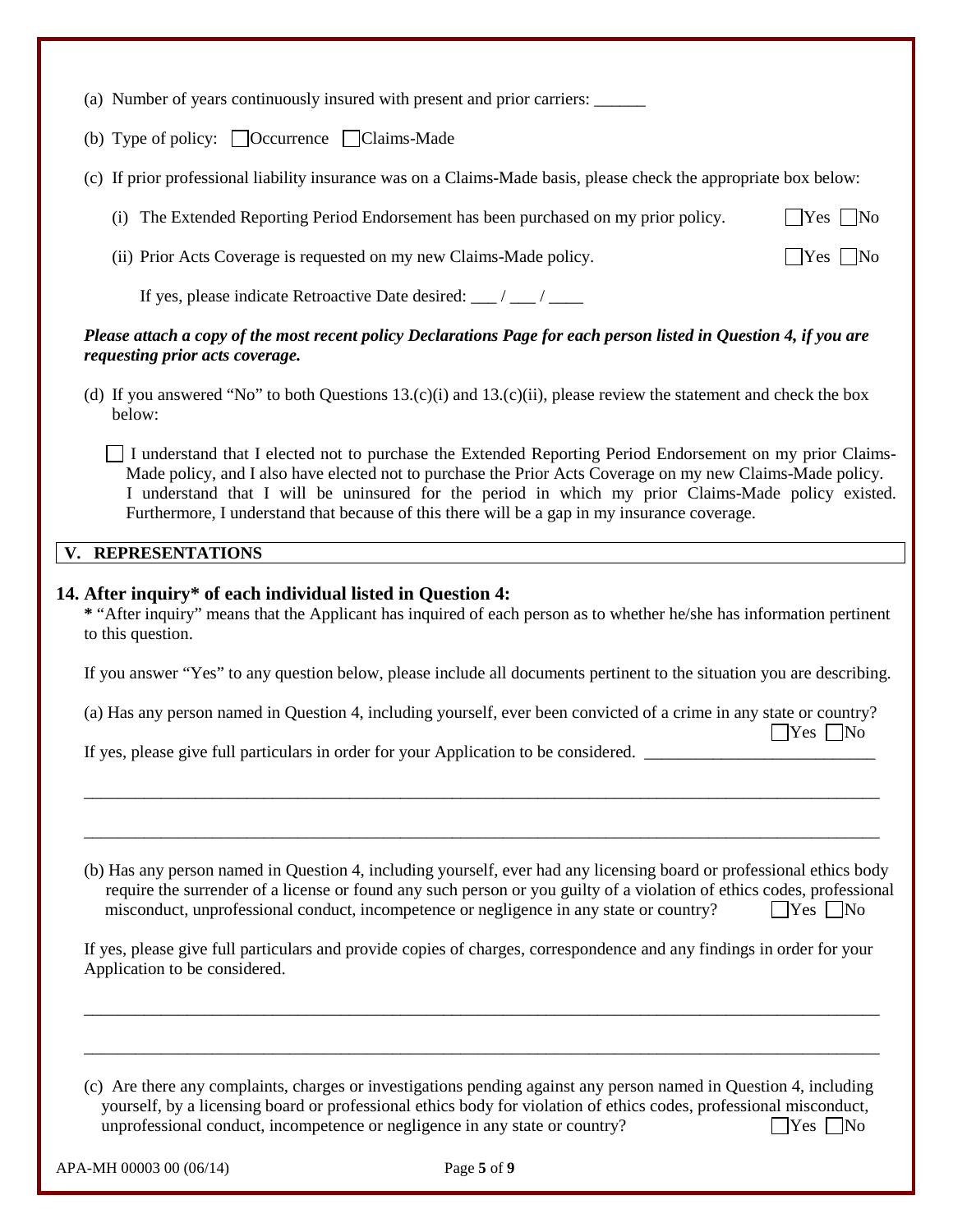(a) Number of years continuously insured with present and prior carriers: ______

(b) Type of policy: ☐ Occurrence ☐ Claims-Made

(c) If prior professional liability insurance was on a Claims-Made basis, please check the appropriate box below:

(i) The Extended Reporting Period Endorsement has been purchased on my prior policy. ☐ Yes ☐ No

(ii) Prior Acts Coverage is requested on my new Claims-Made policy. ☐ Yes ☐ No

If yes, please indicate Retroactive Date desired: ___ / ___ / ____

***Please attach a copy of the most recent policy Declarations Page for each person listed in Question 4, if you are requesting prior acts coverage.***

(d) If you answered "No" to both Questions 13.(c)(i) and 13.(c)(ii), please review the statement and check the box below:

☐ I understand that I elected not to purchase the Extended Reporting Period Endorsement on my prior Claims-Made policy, and I also have elected not to purchase the Prior Acts Coverage on my new Claims-Made policy. I understand that I will be uninsured for the period in which my prior Claims-Made policy existed. Furthermore, I understand that because of this there will be a gap in my insurance coverage.

## V. REPRESENTATIONS

### 14. After inquiry* of each individual listed in Question 4:

**\*** "After inquiry" means that the Applicant has inquired of each person as to whether he/she has information pertinent to this question.

If you answer "Yes" to any question below, please include all documents pertinent to the situation you are describing.

(a) Has any person named in Question 4, including yourself, ever been convicted of a crime in any state or country? ☐ Yes ☐ No

If yes, please give full particulars in order for your Application to be considered. ___________________________

_____________________________________________________________________________________________

_____________________________________________________________________________________________

(b) Has any person named in Question 4, including yourself, ever had any licensing board or professional ethics body require the surrender of a license or found any such person or you guilty of a violation of ethics codes, professional misconduct, unprofessional conduct, incompetence or negligence in any state or country? ☐ Yes ☐ No

If yes, please give full particulars and provide copies of charges, correspondence and any findings in order for your Application to be considered.

_____________________________________________________________________________________________

_____________________________________________________________________________________________

(c) Are there any complaints, charges or investigations pending against any person named in Question 4, including yourself, by a licensing board or professional ethics body for violation of ethics codes, professional misconduct, unprofessional conduct, incompetence or negligence in any state or country? ☐ Yes ☐ No

APA-MH 00003 00 (06/14)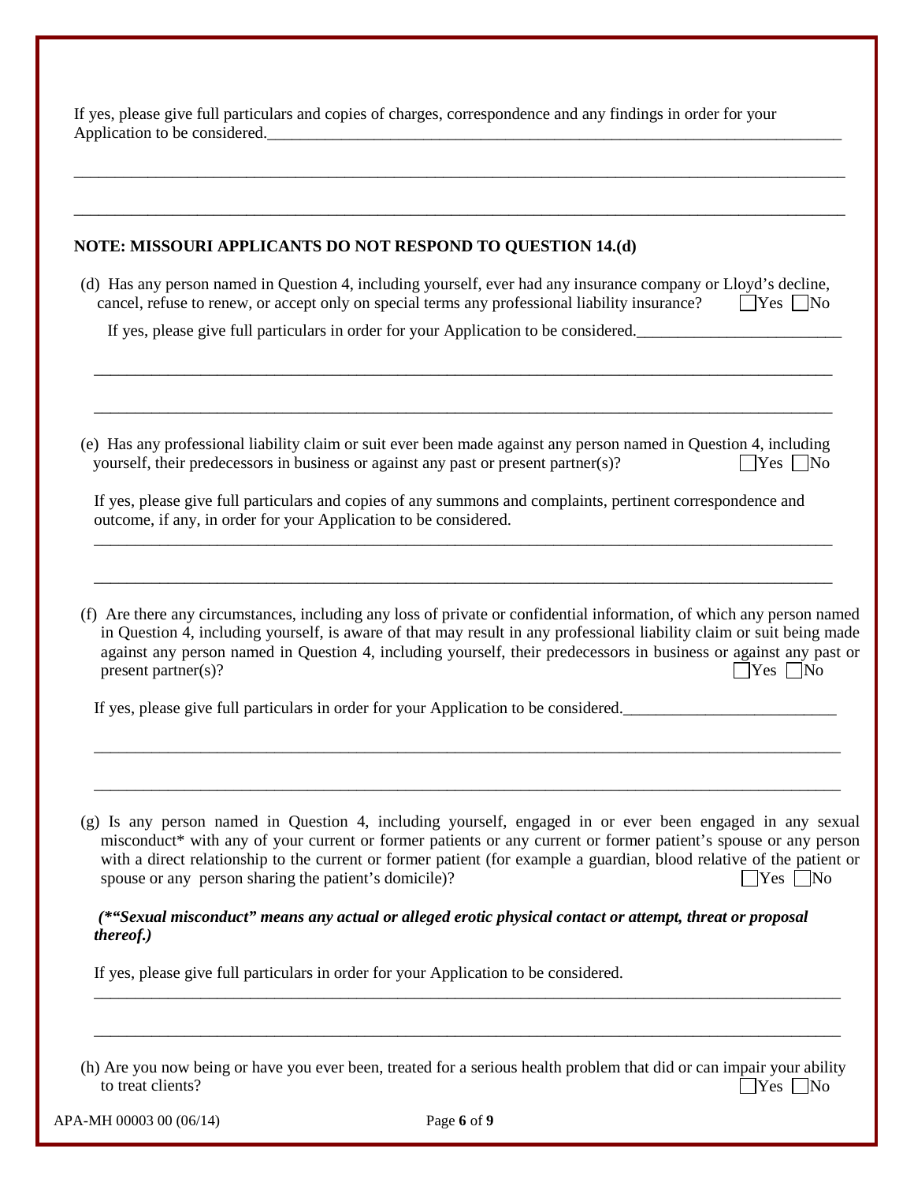If yes, please give full particulars and copies of charges, correspondence and any findings in order for your Application to be considered.\_\_\_\_\_\_\_\_\_\_\_\_\_\_\_\_\_\_\_\_\_\_\_\_\_\_\_\_\_\_\_\_\_\_\_\_\_\_\_\_\_\_\_\_\_\_\_\_\_\_\_\_\_\_\_\_\_\_\_\_\_\_\_\_\_\_\_\_\_\_\_\_\_\_

\_\_\_\_\_\_\_\_\_\_\_\_\_\_\_\_\_\_\_\_\_\_\_\_\_\_\_\_\_\_\_\_\_\_\_\_\_\_\_\_\_\_\_\_\_\_\_\_\_\_\_\_\_\_\_\_\_\_\_\_\_\_\_\_\_\_\_\_\_\_\_\_\_\_\_\_\_\_\_\_\_\_\_\_\_\_\_\_\_\_\_\_\_\_\_\_

\_\_\_\_\_\_\_\_\_\_\_\_\_\_\_\_\_\_\_\_\_\_\_\_\_\_\_\_\_\_\_\_\_\_\_\_\_\_\_\_\_\_\_\_\_\_\_\_\_\_\_\_\_\_\_\_\_\_\_\_\_\_\_\_\_\_\_\_\_\_\_\_\_\_\_\_\_\_\_\_\_\_\_\_\_\_\_\_\_\_\_\_\_\_\_\_

**NOTE: MISSOURI APPLICANTS DO NOT RESPOND TO QUESTION 14.(d)**

(d) Has any person named in Question 4, including yourself, ever had any insurance company or Lloyd's decline, cancel, refuse to renew, or accept only on special terms any professional liability insurance? ☐Yes ☐No

If yes, please give full particulars in order for your Application to be considered.\_\_\_\_\_\_\_\_\_\_\_\_\_\_\_\_\_\_\_\_\_\_\_\_\_

\_\_\_\_\_\_\_\_\_\_\_\_\_\_\_\_\_\_\_\_\_\_\_\_\_\_\_\_\_\_\_\_\_\_\_\_\_\_\_\_\_\_\_\_\_\_\_\_\_\_\_\_\_\_\_\_\_\_\_\_\_\_\_\_\_\_\_\_\_\_\_\_\_\_\_\_\_\_\_\_\_\_\_\_\_\_\_\_\_\_\_\_

\_\_\_\_\_\_\_\_\_\_\_\_\_\_\_\_\_\_\_\_\_\_\_\_\_\_\_\_\_\_\_\_\_\_\_\_\_\_\_\_\_\_\_\_\_\_\_\_\_\_\_\_\_\_\_\_\_\_\_\_\_\_\_\_\_\_\_\_\_\_\_\_\_\_\_\_\_\_\_\_\_\_\_\_\_\_\_\_\_\_\_\_

(e) Has any professional liability claim or suit ever been made against any person named in Question 4, including yourself, their predecessors in business or against any past or present partner(s)? ☐Yes ☐No

If yes, please give full particulars and copies of any summons and complaints, pertinent correspondence and outcome, if any, in order for your Application to be considered.

\_\_\_\_\_\_\_\_\_\_\_\_\_\_\_\_\_\_\_\_\_\_\_\_\_\_\_\_\_\_\_\_\_\_\_\_\_\_\_\_\_\_\_\_\_\_\_\_\_\_\_\_\_\_\_\_\_\_\_\_\_\_\_\_\_\_\_\_\_\_\_\_\_\_\_\_\_\_\_\_\_\_\_\_\_\_\_\_\_\_\_\_

\_\_\_\_\_\_\_\_\_\_\_\_\_\_\_\_\_\_\_\_\_\_\_\_\_\_\_\_\_\_\_\_\_\_\_\_\_\_\_\_\_\_\_\_\_\_\_\_\_\_\_\_\_\_\_\_\_\_\_\_\_\_\_\_\_\_\_\_\_\_\_\_\_\_\_\_\_\_\_\_\_\_\_\_\_\_\_\_\_\_\_\_

(f) Are there any circumstances, including any loss of private or confidential information, of which any person named in Question 4, including yourself, is aware of that may result in any professional liability claim or suit being made against any person named in Question 4, including yourself, their predecessors in business or against any past or present partner(s)? ☐Yes ☐No

If yes, please give full particulars in order for your Application to be considered.\_\_\_\_\_\_\_\_\_\_\_\_\_\_\_\_\_\_\_\_\_\_\_\_\_\_

\_\_\_\_\_\_\_\_\_\_\_\_\_\_\_\_\_\_\_\_\_\_\_\_\_\_\_\_\_\_\_\_\_\_\_\_\_\_\_\_\_\_\_\_\_\_\_\_\_\_\_\_\_\_\_\_\_\_\_\_\_\_\_\_\_\_\_\_\_\_\_\_\_\_\_\_\_\_\_\_\_\_\_\_\_\_\_\_\_\_\_\_

\_\_\_\_\_\_\_\_\_\_\_\_\_\_\_\_\_\_\_\_\_\_\_\_\_\_\_\_\_\_\_\_\_\_\_\_\_\_\_\_\_\_\_\_\_\_\_\_\_\_\_\_\_\_\_\_\_\_\_\_\_\_\_\_\_\_\_\_\_\_\_\_\_\_\_\_\_\_\_\_\_\_\_\_\_\_\_\_\_\_\_\_

(g) Is any person named in Question 4, including yourself, engaged in or ever been engaged in any sexual misconduct* with any of your current or former patients or any current or former patient's spouse or any person with a direct relationship to the current or former patient (for example a guardian, blood relative of the patient or spouse or any person sharing the patient's domicile)? ☐Yes ☐No

***(\*"Sexual misconduct" means any actual or alleged erotic physical contact or attempt, threat or proposal thereof.)***

If yes, please give full particulars in order for your Application to be considered.

\_\_\_\_\_\_\_\_\_\_\_\_\_\_\_\_\_\_\_\_\_\_\_\_\_\_\_\_\_\_\_\_\_\_\_\_\_\_\_\_\_\_\_\_\_\_\_\_\_\_\_\_\_\_\_\_\_\_\_\_\_\_\_\_\_\_\_\_\_\_\_\_\_\_\_\_\_\_\_\_\_\_\_\_\_\_\_\_\_\_\_\_

\_\_\_\_\_\_\_\_\_\_\_\_\_\_\_\_\_\_\_\_\_\_\_\_\_\_\_\_\_\_\_\_\_\_\_\_\_\_\_\_\_\_\_\_\_\_\_\_\_\_\_\_\_\_\_\_\_\_\_\_\_\_\_\_\_\_\_\_\_\_\_\_\_\_\_\_\_\_\_\_\_\_\_\_\_\_\_\_\_\_\_\_

(h) Are you now being or have you ever been, treated for a serious health problem that did or can impair your ability to treat clients? ☐Yes ☐No

APA-MH 00003 00 (06/14)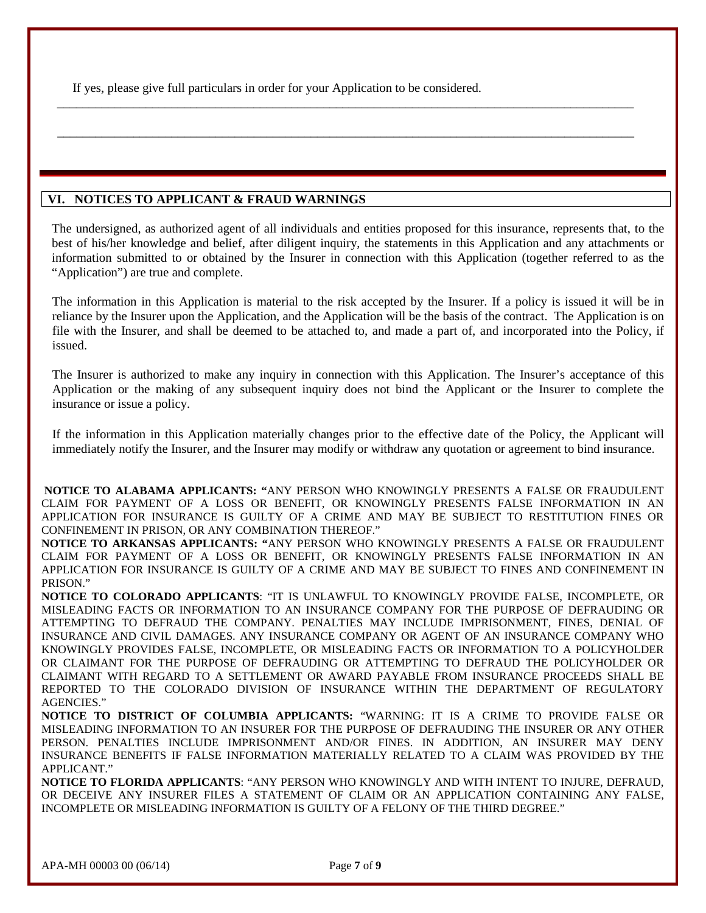If yes, please give full particulars in order for your Application to be considered.

_______________________________________________________________________________________________

_______________________________________________________________________________________________

## VI. NOTICES TO APPLICANT & FRAUD WARNINGS

The undersigned, as authorized agent of all individuals and entities proposed for this insurance, represents that, to the best of his/her knowledge and belief, after diligent inquiry, the statements in this Application and any attachments or information submitted to or obtained by the Insurer in connection with this Application (together referred to as the "Application") are true and complete.

The information in this Application is material to the risk accepted by the Insurer. If a policy is issued it will be in reliance by the Insurer upon the Application, and the Application will be the basis of the contract. The Application is on file with the Insurer, and shall be deemed to be attached to, and made a part of, and incorporated into the Policy, if issued.

The Insurer is authorized to make any inquiry in connection with this Application. The Insurer's acceptance of this Application or the making of any subsequent inquiry does not bind the Applicant or the Insurer to complete the insurance or issue a policy.

If the information in this Application materially changes prior to the effective date of the Policy, the Applicant will immediately notify the Insurer, and the Insurer may modify or withdraw any quotation or agreement to bind insurance.

**NOTICE TO ALABAMA APPLICANTS: "**ANY PERSON WHO KNOWINGLY PRESENTS A FALSE OR FRAUDULENT CLAIM FOR PAYMENT OF A LOSS OR BENEFIT, OR KNOWINGLY PRESENTS FALSE INFORMATION IN AN APPLICATION FOR INSURANCE IS GUILTY OF A CRIME AND MAY BE SUBJECT TO RESTITUTION FINES OR CONFINEMENT IN PRISON, OR ANY COMBINATION THEREOF."

**NOTICE TO ARKANSAS APPLICANTS: "**ANY PERSON WHO KNOWINGLY PRESENTS A FALSE OR FRAUDULENT CLAIM FOR PAYMENT OF A LOSS OR BENEFIT, OR KNOWINGLY PRESENTS FALSE INFORMATION IN AN APPLICATION FOR INSURANCE IS GUILTY OF A CRIME AND MAY BE SUBJECT TO FINES AND CONFINEMENT IN PRISON."

**NOTICE TO COLORADO APPLICANTS**: "IT IS UNLAWFUL TO KNOWINGLY PROVIDE FALSE, INCOMPLETE, OR MISLEADING FACTS OR INFORMATION TO AN INSURANCE COMPANY FOR THE PURPOSE OF DEFRAUDING OR ATTEMPTING TO DEFRAUD THE COMPANY. PENALTIES MAY INCLUDE IMPRISONMENT, FINES, DENIAL OF INSURANCE AND CIVIL DAMAGES. ANY INSURANCE COMPANY OR AGENT OF AN INSURANCE COMPANY WHO KNOWINGLY PROVIDES FALSE, INCOMPLETE, OR MISLEADING FACTS OR INFORMATION TO A POLICYHOLDER OR CLAIMANT FOR THE PURPOSE OF DEFRAUDING OR ATTEMPTING TO DEFRAUD THE POLICYHOLDER OR CLAIMANT WITH REGARD TO A SETTLEMENT OR AWARD PAYABLE FROM INSURANCE PROCEEDS SHALL BE REPORTED TO THE COLORADO DIVISION OF INSURANCE WITHIN THE DEPARTMENT OF REGULATORY AGENCIES."

**NOTICE TO DISTRICT OF COLUMBIA APPLICANTS:** "WARNING: IT IS A CRIME TO PROVIDE FALSE OR MISLEADING INFORMATION TO AN INSURER FOR THE PURPOSE OF DEFRAUDING THE INSURER OR ANY OTHER PERSON. PENALTIES INCLUDE IMPRISONMENT AND/OR FINES. IN ADDITION, AN INSURER MAY DENY INSURANCE BENEFITS IF FALSE INFORMATION MATERIALLY RELATED TO A CLAIM WAS PROVIDED BY THE APPLICANT."

**NOTICE TO FLORIDA APPLICANTS**: "ANY PERSON WHO KNOWINGLY AND WITH INTENT TO INJURE, DEFRAUD, OR DECEIVE ANY INSURER FILES A STATEMENT OF CLAIM OR AN APPLICATION CONTAINING ANY FALSE, INCOMPLETE OR MISLEADING INFORMATION IS GUILTY OF A FELONY OF THE THIRD DEGREE."

APA-MH 00003 00 (06/14)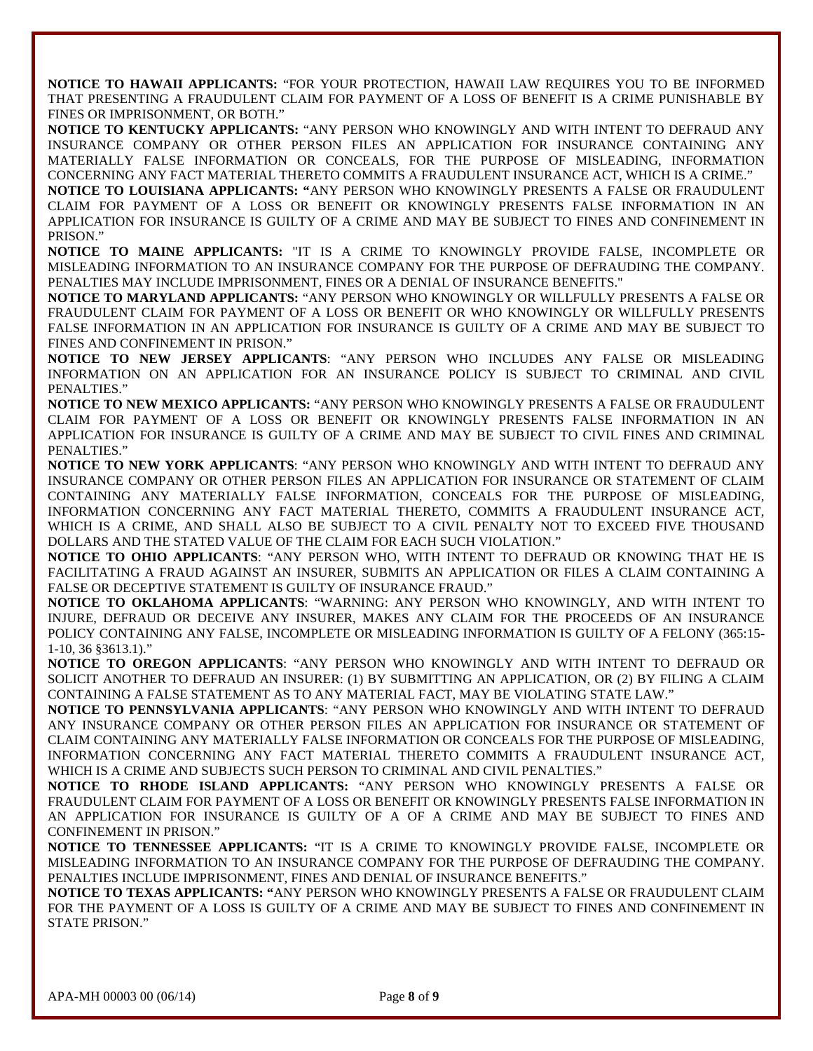**NOTICE TO HAWAII APPLICANTS:** "FOR YOUR PROTECTION, HAWAII LAW REQUIRES YOU TO BE INFORMED THAT PRESENTING A FRAUDULENT CLAIM FOR PAYMENT OF A LOSS OF BENEFIT IS A CRIME PUNISHABLE BY FINES OR IMPRISONMENT, OR BOTH."

**NOTICE TO KENTUCKY APPLICANTS:** "ANY PERSON WHO KNOWINGLY AND WITH INTENT TO DEFRAUD ANY INSURANCE COMPANY OR OTHER PERSON FILES AN APPLICATION FOR INSURANCE CONTAINING ANY MATERIALLY FALSE INFORMATION OR CONCEALS, FOR THE PURPOSE OF MISLEADING, INFORMATION CONCERNING ANY FACT MATERIAL THERETO COMMITS A FRAUDULENT INSURANCE ACT, WHICH IS A CRIME."

**NOTICE TO LOUISIANA APPLICANTS: "**ANY PERSON WHO KNOWINGLY PRESENTS A FALSE OR FRAUDULENT CLAIM FOR PAYMENT OF A LOSS OR BENEFIT OR KNOWINGLY PRESENTS FALSE INFORMATION IN AN APPLICATION FOR INSURANCE IS GUILTY OF A CRIME AND MAY BE SUBJECT TO FINES AND CONFINEMENT IN PRISON."

**NOTICE TO MAINE APPLICANTS:** "IT IS A CRIME TO KNOWINGLY PROVIDE FALSE, INCOMPLETE OR MISLEADING INFORMATION TO AN INSURANCE COMPANY FOR THE PURPOSE OF DEFRAUDING THE COMPANY. PENALTIES MAY INCLUDE IMPRISONMENT, FINES OR A DENIAL OF INSURANCE BENEFITS."

**NOTICE TO MARYLAND APPLICANTS:** "ANY PERSON WHO KNOWINGLY OR WILLFULLY PRESENTS A FALSE OR FRAUDULENT CLAIM FOR PAYMENT OF A LOSS OR BENEFIT OR WHO KNOWINGLY OR WILLFULLY PRESENTS FALSE INFORMATION IN AN APPLICATION FOR INSURANCE IS GUILTY OF A CRIME AND MAY BE SUBJECT TO FINES AND CONFINEMENT IN PRISON."

**NOTICE TO NEW JERSEY APPLICANTS**: "ANY PERSON WHO INCLUDES ANY FALSE OR MISLEADING INFORMATION ON AN APPLICATION FOR AN INSURANCE POLICY IS SUBJECT TO CRIMINAL AND CIVIL PENALTIES."

**NOTICE TO NEW MEXICO APPLICANTS:** "ANY PERSON WHO KNOWINGLY PRESENTS A FALSE OR FRAUDULENT CLAIM FOR PAYMENT OF A LOSS OR BENEFIT OR KNOWINGLY PRESENTS FALSE INFORMATION IN AN APPLICATION FOR INSURANCE IS GUILTY OF A CRIME AND MAY BE SUBJECT TO CIVIL FINES AND CRIMINAL PENALTIES."

**NOTICE TO NEW YORK APPLICANTS**: "ANY PERSON WHO KNOWINGLY AND WITH INTENT TO DEFRAUD ANY INSURANCE COMPANY OR OTHER PERSON FILES AN APPLICATION FOR INSURANCE OR STATEMENT OF CLAIM CONTAINING ANY MATERIALLY FALSE INFORMATION, CONCEALS FOR THE PURPOSE OF MISLEADING, INFORMATION CONCERNING ANY FACT MATERIAL THERETO, COMMITS A FRAUDULENT INSURANCE ACT, WHICH IS A CRIME, AND SHALL ALSO BE SUBJECT TO A CIVIL PENALTY NOT TO EXCEED FIVE THOUSAND DOLLARS AND THE STATED VALUE OF THE CLAIM FOR EACH SUCH VIOLATION."

**NOTICE TO OHIO APPLICANTS**: "ANY PERSON WHO, WITH INTENT TO DEFRAUD OR KNOWING THAT HE IS FACILITATING A FRAUD AGAINST AN INSURER, SUBMITS AN APPLICATION OR FILES A CLAIM CONTAINING A FALSE OR DECEPTIVE STATEMENT IS GUILTY OF INSURANCE FRAUD."

**NOTICE TO OKLAHOMA APPLICANTS**: "WARNING: ANY PERSON WHO KNOWINGLY, AND WITH INTENT TO INJURE, DEFRAUD OR DECEIVE ANY INSURER, MAKES ANY CLAIM FOR THE PROCEEDS OF AN INSURANCE POLICY CONTAINING ANY FALSE, INCOMPLETE OR MISLEADING INFORMATION IS GUILTY OF A FELONY (365:15-1-10, 36 §3613.1)."

**NOTICE TO OREGON APPLICANTS**: "ANY PERSON WHO KNOWINGLY AND WITH INTENT TO DEFRAUD OR SOLICIT ANOTHER TO DEFRAUD AN INSURER: (1) BY SUBMITTING AN APPLICATION, OR (2) BY FILING A CLAIM CONTAINING A FALSE STATEMENT AS TO ANY MATERIAL FACT, MAY BE VIOLATING STATE LAW."

**NOTICE TO PENNSYLVANIA APPLICANTS**: "ANY PERSON WHO KNOWINGLY AND WITH INTENT TO DEFRAUD ANY INSURANCE COMPANY OR OTHER PERSON FILES AN APPLICATION FOR INSURANCE OR STATEMENT OF CLAIM CONTAINING ANY MATERIALLY FALSE INFORMATION OR CONCEALS FOR THE PURPOSE OF MISLEADING, INFORMATION CONCERNING ANY FACT MATERIAL THERETO COMMITS A FRAUDULENT INSURANCE ACT, WHICH IS A CRIME AND SUBJECTS SUCH PERSON TO CRIMINAL AND CIVIL PENALTIES."

**NOTICE TO RHODE ISLAND APPLICANTS:** "ANY PERSON WHO KNOWINGLY PRESENTS A FALSE OR FRAUDULENT CLAIM FOR PAYMENT OF A LOSS OR BENEFIT OR KNOWINGLY PRESENTS FALSE INFORMATION IN AN APPLICATION FOR INSURANCE IS GUILTY OF A OF A CRIME AND MAY BE SUBJECT TO FINES AND CONFINEMENT IN PRISON."

**NOTICE TO TENNESSEE APPLICANTS:** "IT IS A CRIME TO KNOWINGLY PROVIDE FALSE, INCOMPLETE OR MISLEADING INFORMATION TO AN INSURANCE COMPANY FOR THE PURPOSE OF DEFRAUDING THE COMPANY. PENALTIES INCLUDE IMPRISONMENT, FINES AND DENIAL OF INSURANCE BENEFITS."

**NOTICE TO TEXAS APPLICANTS: "**ANY PERSON WHO KNOWINGLY PRESENTS A FALSE OR FRAUDULENT CLAIM FOR THE PAYMENT OF A LOSS IS GUILTY OF A CRIME AND MAY BE SUBJECT TO FINES AND CONFINEMENT IN STATE PRISON."

APA-MH 00003 00 (06/14)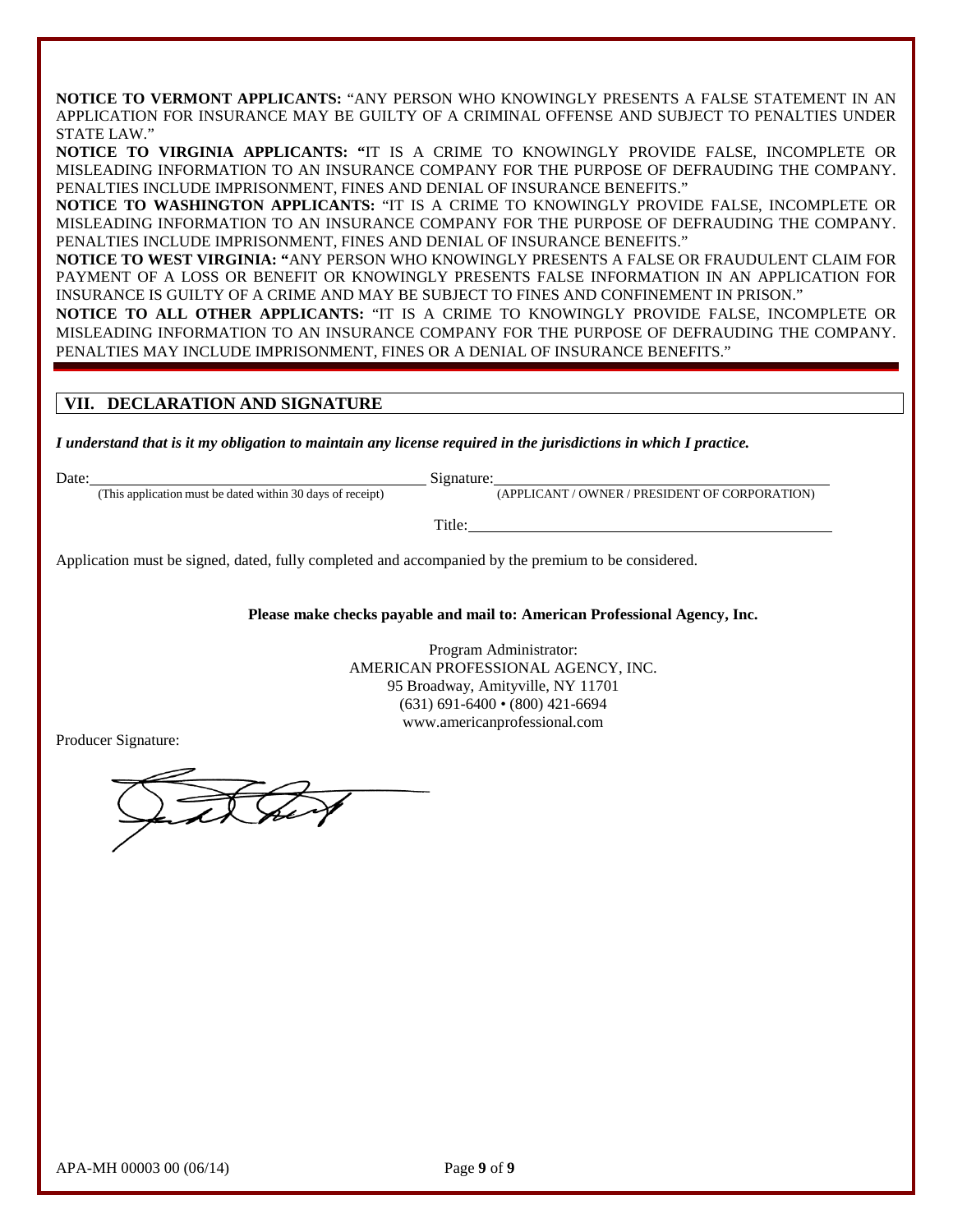**NOTICE TO VERMONT APPLICANTS:** "ANY PERSON WHO KNOWINGLY PRESENTS A FALSE STATEMENT IN AN APPLICATION FOR INSURANCE MAY BE GUILTY OF A CRIMINAL OFFENSE AND SUBJECT TO PENALTIES UNDER STATE LAW."

**NOTICE TO VIRGINIA APPLICANTS: "**IT IS A CRIME TO KNOWINGLY PROVIDE FALSE, INCOMPLETE OR MISLEADING INFORMATION TO AN INSURANCE COMPANY FOR THE PURPOSE OF DEFRAUDING THE COMPANY. PENALTIES INCLUDE IMPRISONMENT, FINES AND DENIAL OF INSURANCE BENEFITS."

**NOTICE TO WASHINGTON APPLICANTS:** "IT IS A CRIME TO KNOWINGLY PROVIDE FALSE, INCOMPLETE OR MISLEADING INFORMATION TO AN INSURANCE COMPANY FOR THE PURPOSE OF DEFRAUDING THE COMPANY. PENALTIES INCLUDE IMPRISONMENT, FINES AND DENIAL OF INSURANCE BENEFITS."

**NOTICE TO WEST VIRGINIA: "**ANY PERSON WHO KNOWINGLY PRESENTS A FALSE OR FRAUDULENT CLAIM FOR PAYMENT OF A LOSS OR BENEFIT OR KNOWINGLY PRESENTS FALSE INFORMATION IN AN APPLICATION FOR INSURANCE IS GUILTY OF A CRIME AND MAY BE SUBJECT TO FINES AND CONFINEMENT IN PRISON."

**NOTICE TO ALL OTHER APPLICANTS:** "IT IS A CRIME TO KNOWINGLY PROVIDE FALSE, INCOMPLETE OR MISLEADING INFORMATION TO AN INSURANCE COMPANY FOR THE PURPOSE OF DEFRAUDING THE COMPANY. PENALTIES MAY INCLUDE IMPRISONMENT, FINES OR A DENIAL OF INSURANCE BENEFITS."

## VII. DECLARATION AND SIGNATURE

***I understand that is it my obligation to maintain any license required in the jurisdictions in which I practice.***

Date: ____________________________________________
(This application must be dated within 30 days of receipt)

Signature: ____________________________________________
(APPLICANT / OWNER / PRESIDENT OF CORPORATION)

Title: ____________________________________________

Application must be signed, dated, fully completed and accompanied by the premium to be considered.

**Please make checks payable and mail to: American Professional Agency, Inc.**

Program Administrator:
AMERICAN PROFESSIONAL AGENCY, INC.
95 Broadway, Amityville, NY 11701
(631) 691-6400 • (800) 421-6694
www.americanprofessional.com

Producer Signature:

APA-MH 00003 00 (06/14)